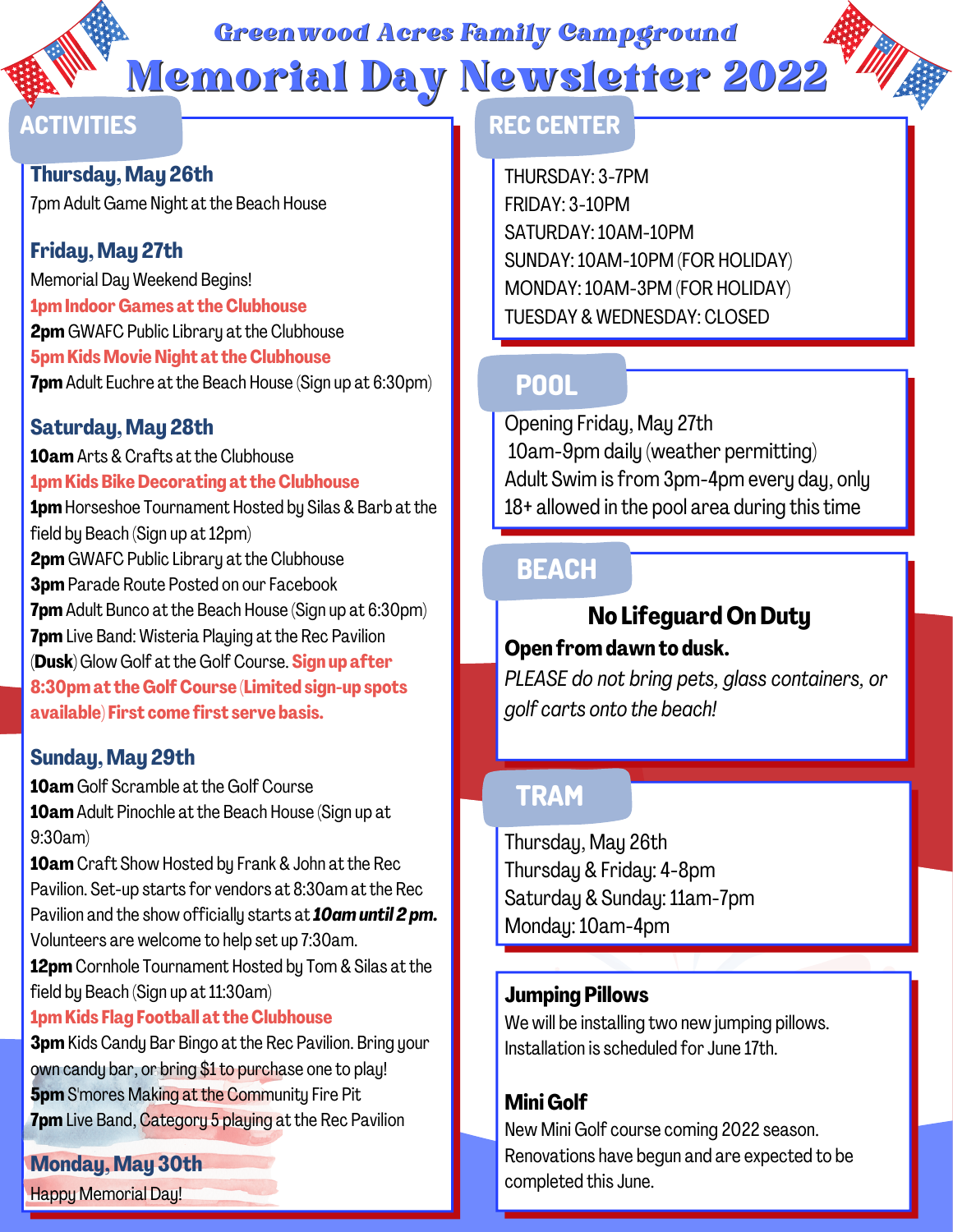# Greenwood Acres Family Campground

# Memorial Day Newsletter 2022

## ACTIVITIES

### Thursday, May 26th

7pm Adult Game Night at the Beach House

### Friday, May 27th

Memorial Day Weekend Begins!

**1pm Indoor Games at the Clubhouse**

**2pm** GWAFC Public Library at the Clubhouse

**5pm Kids Movie Night at the Clubhouse**

**7pm** Adult Euchre at the Beach House (Sign up at 6:30pm)

### Saturday, May 28th

**10am** Arts & Crafts at the Clubhouse

**1pm Kids Bike Decorating at the Clubhouse**

**1pm** Horseshoe Tournament Hosted by Silas & Barb at the field by Beach (Sign up at 12pm)

**2pm** GWAFC Public Library at the Clubhouse

**3pm** Parade Route Posted on our Facebook

**7pm** Adult Bunco at the Beach House (Sign up at 6:30pm)

**7pm** Live Band: Wisteria Playing at the Rec Pavilion

(**Dusk**) Glow Golf at the Golf Course. **Sign up after 8:30pm at the Golf Course (Limited sign-up spots available) First come first serve basis.**

### Sunday, May 29th

**10am** Golf Scramble at the Golf Course

**10am** Adult Pinochle at the Beach House (Sign up at 9:30am)

**10am** Craft Show Hosted by Frank & John at the Rec Pavilion. Set-up starts for vendors at 8:30am at the Rec Pavilion and the show officially starts at ***10am until 2 pm.*** Volunteers are welcome to help set up 7:30am.

**12pm** Cornhole Tournament Hosted by Tom & Silas at the field by Beach (Sign up at 11:30am)

**1pm Kids Flag Football at the Clubhouse**

**3pm** Kids Candy Bar Bingo at the Rec Pavilion. Bring your own candy bar, or bring $1 to purchase one to play!

**5pm** S'mores Making at the Community Fire Pit

**7pm** Live Band, Category 5 playing at the Rec Pavilion

### Monday, May 30th

Happy Memorial Day!

## REC CENTER

THURSDAY: 3-7PM
FRIDAY: 3-10PM
SATURDAY: 10AM-10PM
SUNDAY: 10AM-10PM (FOR HOLIDAY)
MONDAY: 10AM-3PM (FOR HOLIDAY)
TUESDAY & WEDNESDAY: CLOSED

## POOL

Opening Friday, May 27th
10am-9pm daily (weather permitting)
Adult Swim is from 3pm-4pm every day, only 18+ allowed in the pool area during this time

## BEACH

**No Lifeguard On Duty**

**Open from dawn to dusk.**

*PLEASE do not bring pets, glass containers, or golf carts onto the beach!*

## TRAM

Thursday, May 26th
Thursday & Friday: 4-8pm
Saturday & Sunday: 11am-7pm
Monday: 10am-4pm

**Jumping Pillows**

We will be installing two new jumping pillows. Installation is scheduled for June 17th.

**Mini Golf**

New Mini Golf course coming 2022 season. Renovations have begun and are expected to be completed this June.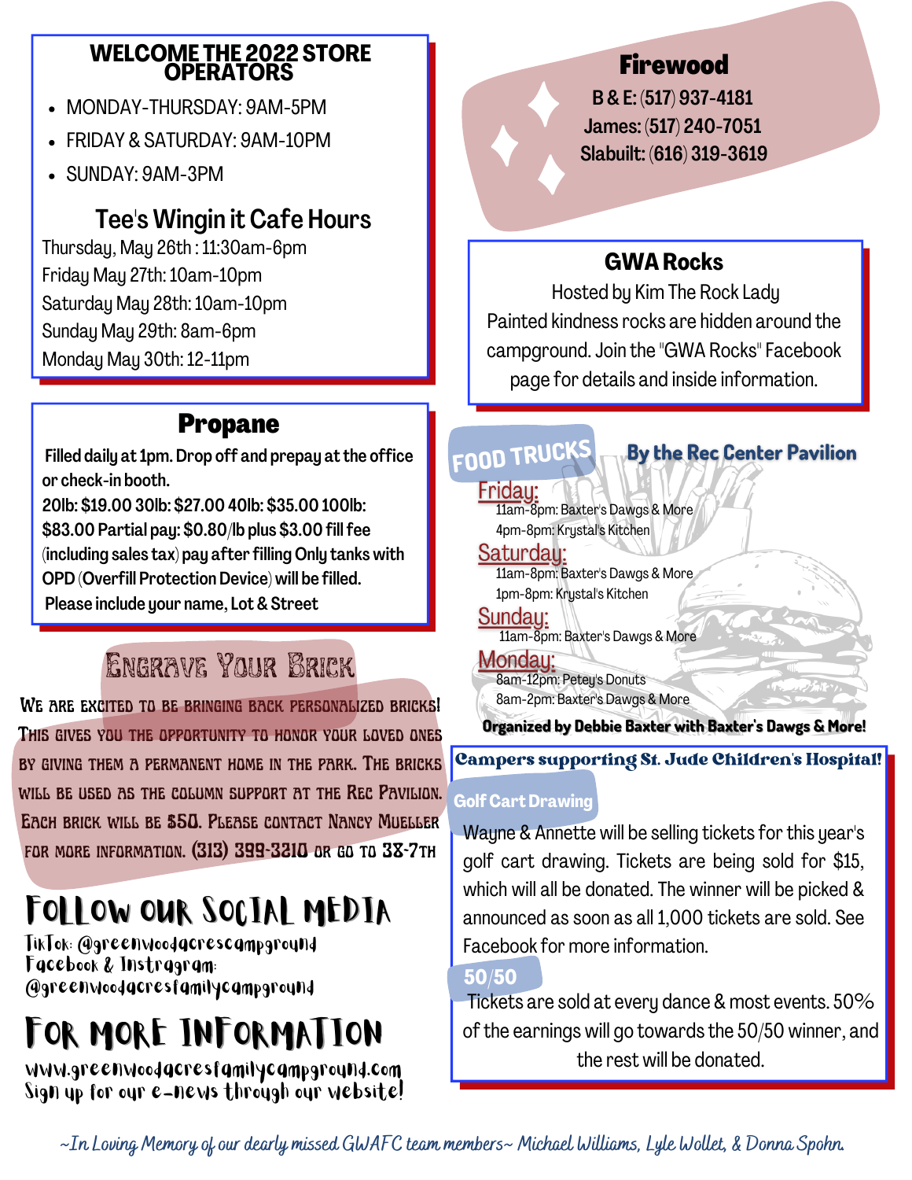## WELCOME THE 2022 STORE OPERATORS

- MONDAY-THURSDAY: 9AM-5PM
- FRIDAY & SATURDAY: 9AM-10PM
- SUNDAY: 9AM-3PM

### Tee's Wingin it Cafe Hours

Thursday, May 26th : 11:30am-6pm
Friday May 27th: 10am-10pm
Saturday May 28th: 10am-10pm
Sunday May 29th: 8am-6pm
Monday May 30th: 12-11pm

## Propane

**Filled daily at 1pm. Drop off and prepay at the office or check-in booth.**
**20lb: $19.00 30lb: $27.00 40lb: $35.00 100lb: $83.00 Partial pay: $0.80/lb plus $3.00 fill fee (including sales tax) pay after filling Only tanks with OPD (Overfill Protection Device) will be filled.**
**Please include your name, Lot & Street**

## Engrave Your Brick

We are excited to be bringing back personalized bricks! This gives you the opportunity to honor your loved ones by giving them a permanent home in the park. The bricks will be used as the column support at the Rec Pavilion. Each brick will be $50. Please contact Nancy Mueller for more information. (313) 399-3210 or go to 38-7th

## Follow our Social Media

TikTok: @greenwoodacrescampground
Facebook & Instragram: @greenwoodacresfamilycampground

## For More Information

www.greenwoodacresfamilycampground.com
Sign up for our e-news through our website!

## Firewood

**B & E: (517) 937-4181**
**James: (517) 240-7051**
**Slabuilt: (616) 319-3619**

## GWA Rocks

Hosted by Kim The Rock Lady
Painted kindness rocks are hidden around the campground. Join the "GWA Rocks" Facebook page for details and inside information.

## FOOD TRUCKS

**By the Rec Center Pavilion**

Friday:
11am-8pm: Baxter's Dawgs & More
4pm-8pm: Krystal's Kitchen

Saturday:
11am-8pm: Baxter's Dawgs & More
1pm-8pm: Krystal's Kitchen

Sunday:
11am-8pm: Baxter's Dawgs & More

Monday:
8am-12pm: Petey's Donuts
8am-2pm: Baxter's Dawgs & More

**Organized by Debbie Baxter with Baxter's Dawgs & More!**

## Campers supporting St. Jude Children's Hospital!

### Golf Cart Drawing

Wayne & Annette will be selling tickets for this year's golf cart drawing. Tickets are being sold for $15, which will all be donated. The winner will be picked & announced as soon as all 1,000 tickets are sold. See Facebook for more information.

### 50/50

Tickets are sold at every dance & most events. 50% of the earnings will go towards the 50/50 winner, and the rest will be donated.

*~In Loving Memory of our dearly missed GWAFC team members~ Michael Williams, Lyle Wollet, & Donna Spohn.*